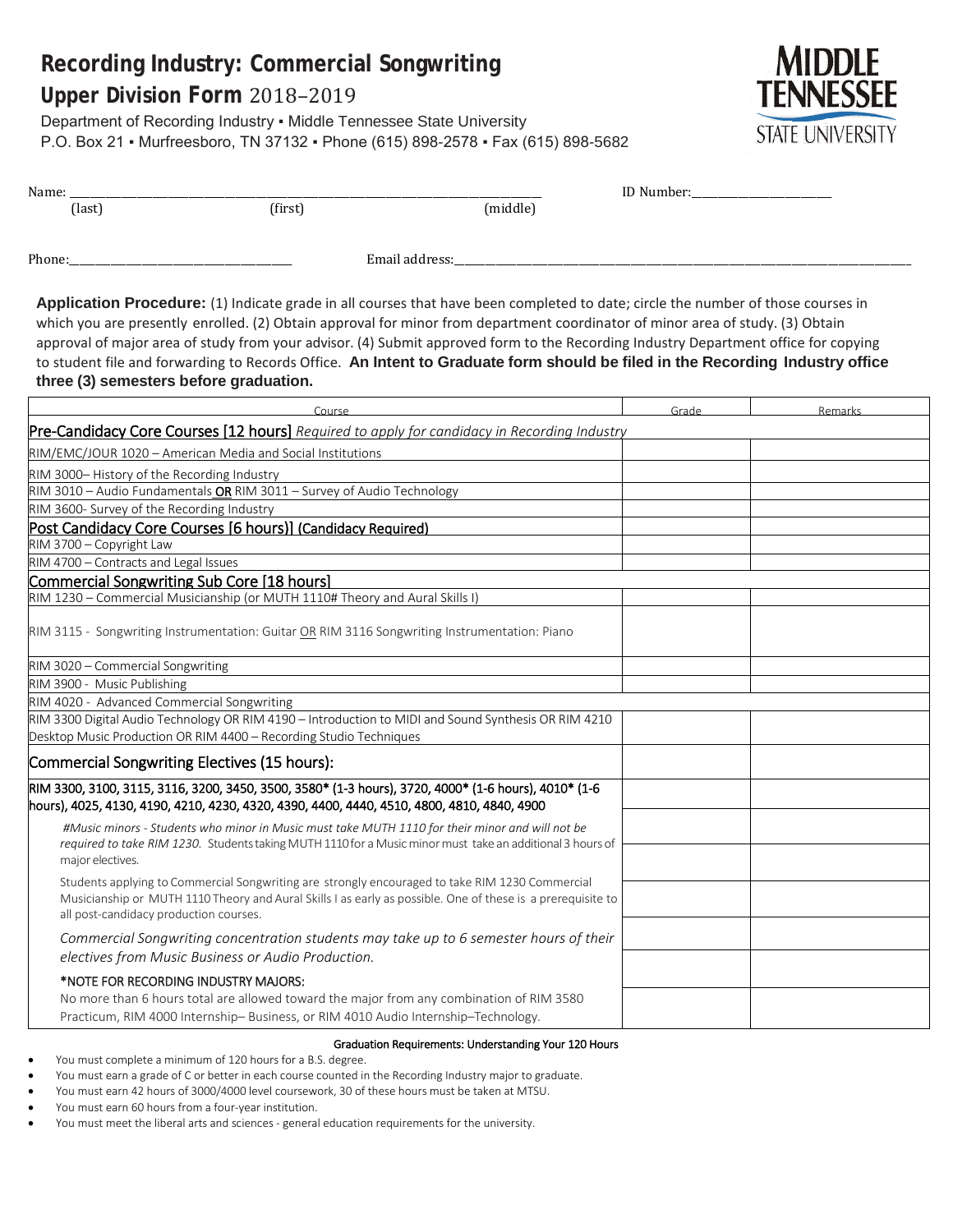# Recording Industry: Commercial Songwriting

## Upper Division Form 2018–2019

Department of Recording Industry ▪ Middle Tennessee State University
P.O. Box 21 ▪ Murfreesboro, TN 37132 ▪ Phone (615) 898-2578 ▪ Fax (615) 898-5682

MIDDLE TENNESSEE STATE UNIVERSITY

Name: ______________________________________________ ID Number:______________________
(last) (first) (middle)

Phone:_____________________________ Email address:_____________________________________________

**Application Procedure:** (1) Indicate grade in all courses that have been completed to date; circle the number of those courses in which you are presently enrolled. (2) Obtain approval for minor from department coordinator of minor area of study. (3) Obtain approval of major area of study from your advisor. (4) Submit approved form to the Recording Industry Department office for copying to student file and forwarding to Records Office. **An Intent to Graduate form should be filed in the Recording Industry office three (3) semesters before graduation.**

| Course | Grade | Remarks |
|---|---|---|
| **Pre-Candidacy Core Courses [12 hours]** *Required to apply for candidacy in Recording Industry* | | |
| RIM/EMC/JOUR 1020 – American Media and Social Institutions | | |
| RIM 3000– History of the Recording Industry | | |
| RIM 3010 – Audio Fundamentals **OR** RIM 3011 – Survey of Audio Technology | | |
| RIM 3600- Survey of the Recording Industry | | |
| **Post Candidacy Core Courses [6 hours]] (Candidacy Required)** | | |
| RIM 3700 – Copyright Law | | |
| RIM 4700 – Contracts and Legal Issues | | |
| **Commercial Songwriting Sub Core [18 hours]** | | |
| RIM 1230 – Commercial Musicianship (or MUTH 1110# Theory and Aural Skills I) | | |
| RIM 3115 - Songwriting Instrumentation: Guitar OR RIM 3116 Songwriting Instrumentation: Piano | | |
| RIM 3020 – Commercial Songwriting | | |
| RIM 3900 - Music Publishing | | |
| RIM 4020 - Advanced Commercial Songwriting | | |
| RIM 3300 Digital Audio Technology OR RIM 4190 – Introduction to MIDI and Sound Synthesis OR RIM 4210 Desktop Music Production OR RIM 4400 – Recording Studio Techniques | | |
| **Commercial Songwriting Electives (15 hours):** | | |
| RIM 3300, 3100, 3115, 3116, 3200, 3450, 3500, 3580* (1-3 hours), 3720, 4000* (1-6 hours), 4010* (1-6 hours), 4025, 4130, 4190, 4210, 4230, 4320, 4390, 4400, 4440, 4510, 4800, 4810, 4840, 4900 | | |
| *#Music minors - Students who minor in Music must take MUTH 1110 for their minor and will not be required to take RIM 1230.* Students taking MUTH 1110 for a Music minor must take an additional 3 hours of major electives. | | |
| Students applying to Commercial Songwriting are strongly encouraged to take RIM 1230 Commercial Musicianship or MUTH 1110 Theory and Aural Skills I as early as possible. One of these is a prerequisite to all post-candidacy production courses. | | |
| *Commercial Songwriting concentration students may take up to 6 semester hours of their electives from Music Business or Audio Production.* | | |
| *NOTE FOR RECORDING INDUSTRY MAJORS: No more than 6 hours total are allowed toward the major from any combination of RIM 3580 Practicum, RIM 4000 Internship– Business, or RIM 4010 Audio Internship–Technology. | | |

**Graduation Requirements: Understanding Your 120 Hours**

- You must complete a minimum of 120 hours for a B.S. degree.
- You must earn a grade of C or better in each course counted in the Recording Industry major to graduate.
- You must earn 42 hours of 3000/4000 level coursework, 30 of these hours must be taken at MTSU.
- You must earn 60 hours from a four-year institution.
- You must meet the liberal arts and sciences - general education requirements for the university.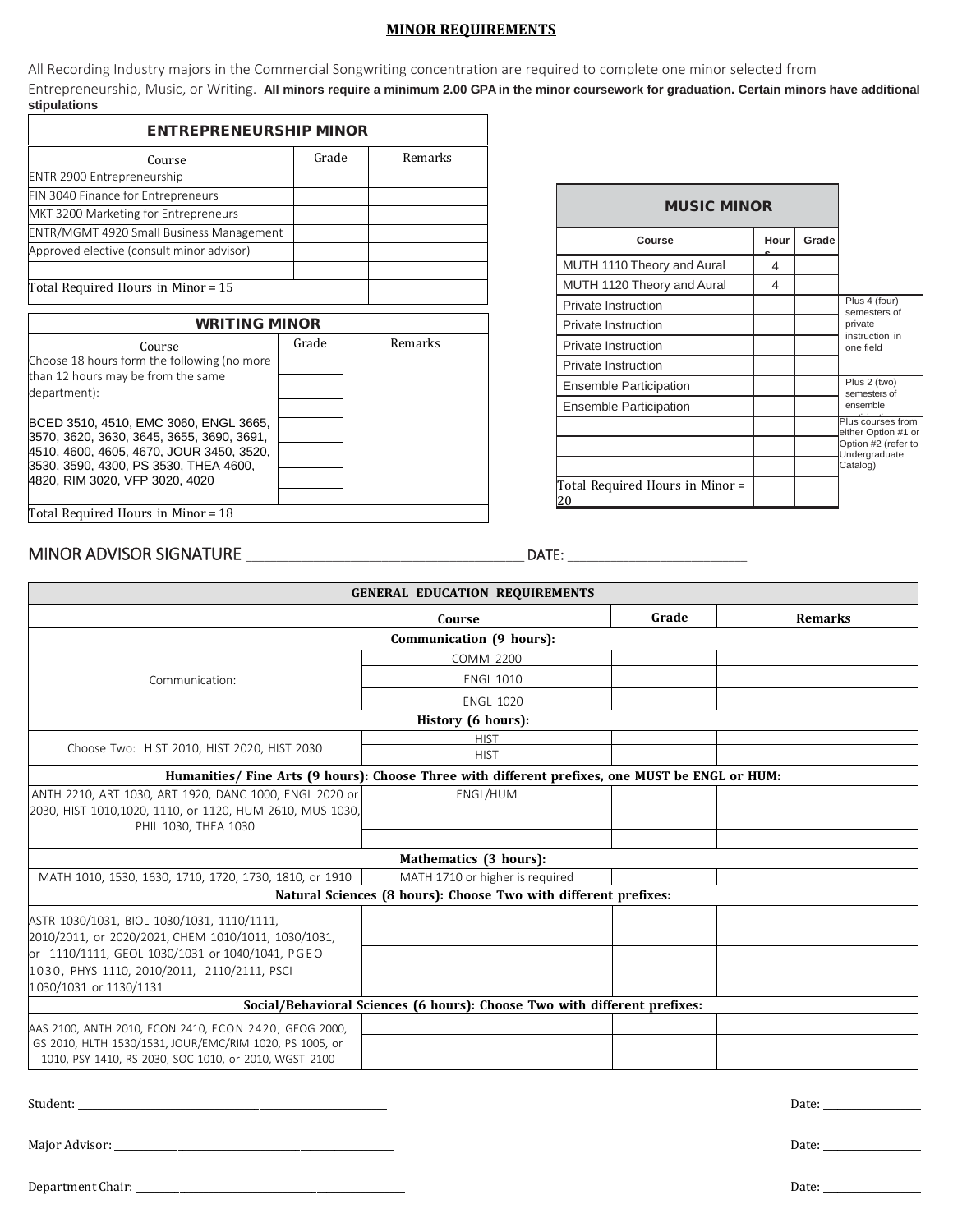## MINOR REQUIREMENTS

All Recording Industry majors in the Commercial Songwriting concentration are required to complete one minor selected from Entrepreneurship, Music, or Writing. **All minors require a minimum 2.00 GPA in the minor coursework for graduation. Certain minors have additional stipulations**

| ENTREPRENEURSHIP MINOR | | |
|---|---|---|
| Course | Grade | Remarks |
| ENTR 2900 Entrepreneurship | | |
| FIN 3040 Finance for Entrepreneurs | | |
| MKT 3200 Marketing for Entrepreneurs | | |
| ENTR/MGMT 4920 Small Business Management | | |
| Approved elective (consult minor advisor) | | |
| | | |
| Total Required Hours in Minor = 15 | | |

| WRITING MINOR | | |
|---|---|---|
| Course | Grade | Remarks |
| Choose 18 hours form the following (no more than 12 hours may be from the same department): | | |
| BCED 3510, 4510, EMC 3060, ENGL 3665, 3570, 3620, 3630, 3645, 3655, 3690, 3691, 4510, 4600, 4605, 4670, JOUR 3450, 3520, 3530, 3590, 4300, PS 3530, THEA 4600, 4820, RIM 3020, VFP 3020, 4020 | | |
| | | |
| | | |
| | | |
| | | |
| | | |
| Total Required Hours in Minor = 18 | | |

| MUSIC MINOR | | | |
|---|---|---|---|
| Course | Hours | Grade | |
| MUTH 1110 Theory and Aural | 4 | | |
| MUTH 1120 Theory and Aural | 4 | | |
| Private Instruction | | | Plus 4 (four) semesters of private instruction in one field |
| Private Instruction | | | |
| Private Instruction | | | |
| Private Instruction | | | |
| Ensemble Participation | | | Plus 2 (two) semesters of ensemble |
| Ensemble Participation | | | |
| | | | Plus courses from either Option #1 or Option #2 (refer to Undergraduate Catalog) |
| | | | |
| | | | |
| Total Required Hours in Minor = 20 | | | |

MINOR ADVISOR SIGNATURE ______________________________ DATE: ____________________

| GENERAL EDUCATION REQUIREMENTS | | | |
|---|---|---|---|
| | Course | Grade | Remarks |
| **Communication (9 hours):** | | | |
| Communication: | COMM 2200 | | |
| | ENGL 1010 | | |
| | ENGL 1020 | | |
| **History (6 hours):** | | | |
| Choose Two: HIST 2010, HIST 2020, HIST 2030 | HIST | | |
| | HIST | | |
| **Humanities/ Fine Arts (9 hours): Choose Three with different prefixes, one MUST be ENGL or HUM:** | | | |
| ANTH 2210, ART 1030, ART 1920, DANC 1000, ENGL 2020 or 2030, HIST 1010,1020, 1110, or 1120, HUM 2610, MUS 1030, PHIL 1030, THEA 1030 | ENGL/HUM | | |
| | | | |
| | | | |
| **Mathematics (3 hours):** | | | |
| MATH 1010, 1530, 1630, 1710, 1720, 1730, 1810, or 1910 | MATH 1710 or higher is required | | |
| **Natural Sciences (8 hours): Choose Two with different prefixes:** | | | |
| ASTR 1030/1031, BIOL 1030/1031, 1110/1111, 2010/2011, or 2020/2021, CHEM 1010/1011, 1030/1031, or 1110/1111, GEOL 1030/1031 or 1040/1041, PGEO 1030, PHYS 1110, 2010/2011, 2110/2111, PSCI 1030/1031 or 1130/1131 | | | |
| | | | |
| **Social/Behavioral Sciences (6 hours): Choose Two with different prefixes:** | | | |
| AAS 2100, ANTH 2010, ECON 2410, ECON 2420, GEOG 2000, GS 2010, HLTH 1530/1531, JOUR/EMC/RIM 1020, PS 1005, or 1010, PSY 1410, RS 2030, SOC 1010, or 2010, WGST 2100 | | | |
| | | | |

Student: ______________________________ Date: ______________

Major Advisor: ______________________________ Date: ______________

Department Chair: ______________________________ Date: ______________